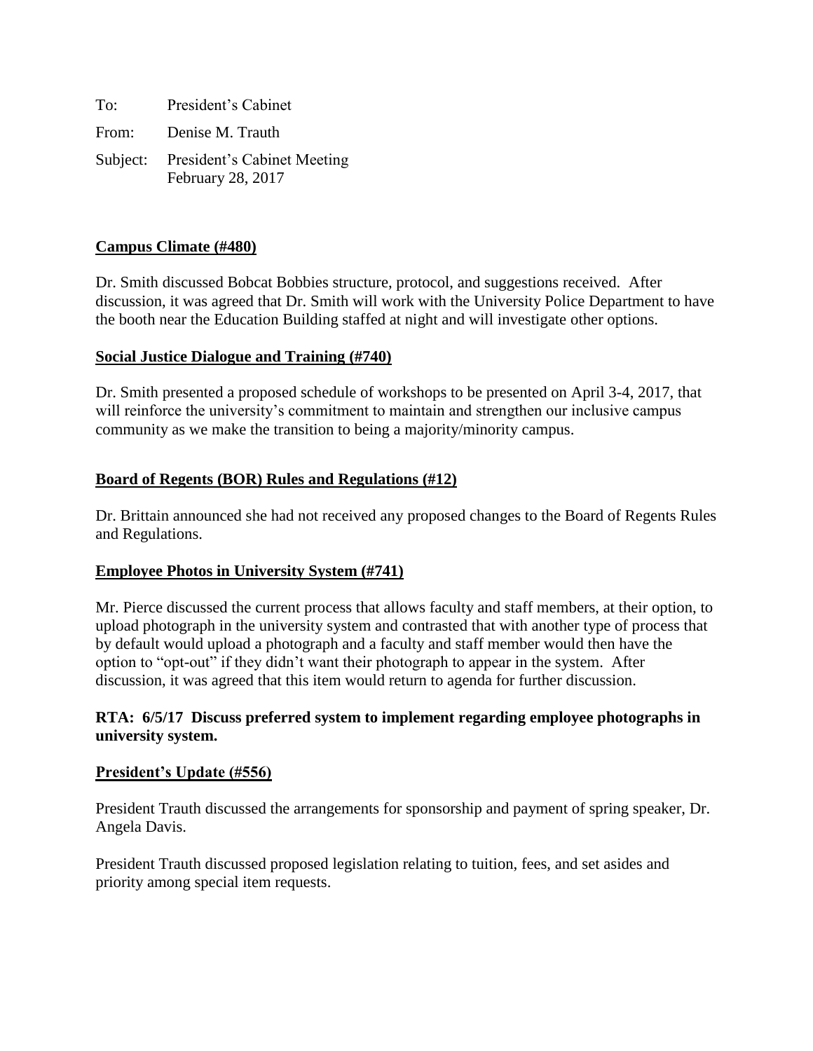To: President's Cabinet

From: Denise M. Trauth

Subject: President's Cabinet Meeting
February 28, 2017

**Campus Climate (#480)**

Dr. Smith discussed Bobcat Bobbies structure, protocol, and suggestions received. After discussion, it was agreed that Dr. Smith will work with the University Police Department to have the booth near the Education Building staffed at night and will investigate other options.

**Social Justice Dialogue and Training (#740)**

Dr. Smith presented a proposed schedule of workshops to be presented on April 3-4, 2017, that will reinforce the university's commitment to maintain and strengthen our inclusive campus community as we make the transition to being a majority/minority campus.

**Board of Regents (BOR) Rules and Regulations (#12)**

Dr. Brittain announced she had not received any proposed changes to the Board of Regents Rules and Regulations.

**Employee Photos in University System (#741)**

Mr. Pierce discussed the current process that allows faculty and staff members, at their option, to upload photograph in the university system and contrasted that with another type of process that by default would upload a photograph and a faculty and staff member would then have the option to "opt-out" if they didn't want their photograph to appear in the system. After discussion, it was agreed that this item would return to agenda for further discussion.

**RTA: 6/5/17 Discuss preferred system to implement regarding employee photographs in university system.**

**President's Update (#556)**

President Trauth discussed the arrangements for sponsorship and payment of spring speaker, Dr. Angela Davis.

President Trauth discussed proposed legislation relating to tuition, fees, and set asides and priority among special item requests.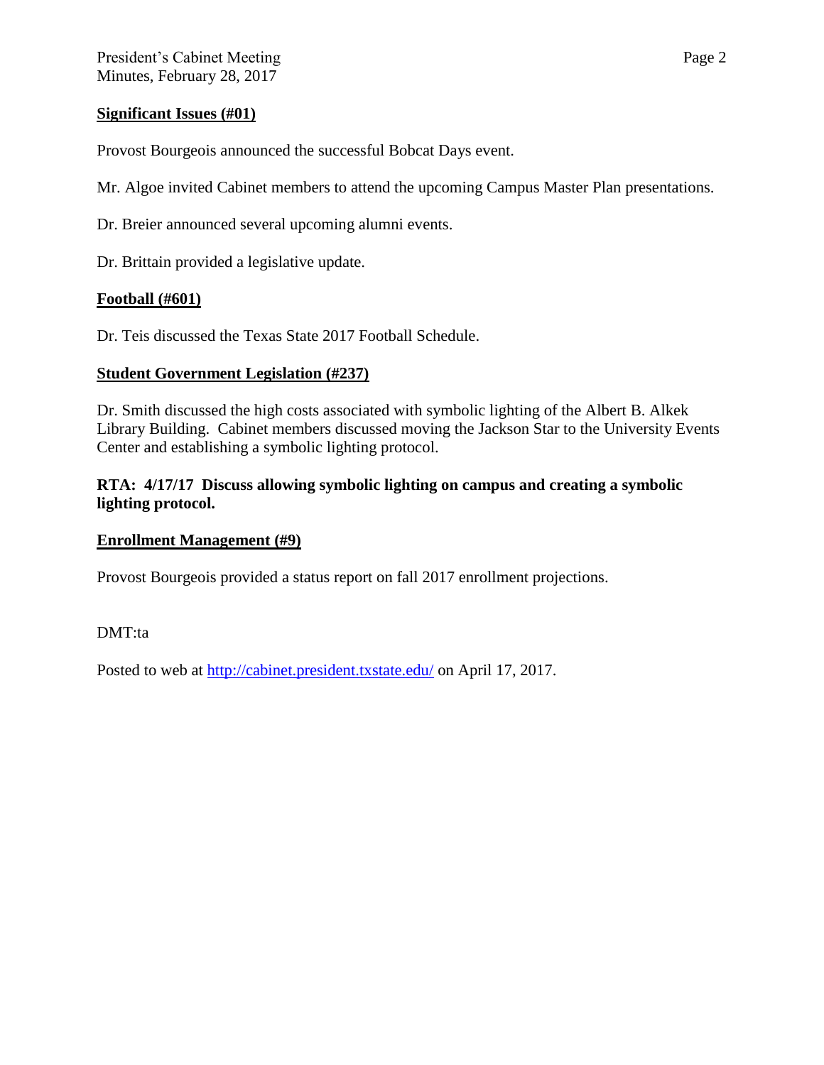**Significant Issues (#01)**

Provost Bourgeois announced the successful Bobcat Days event.

Mr. Algoe invited Cabinet members to attend the upcoming Campus Master Plan presentations.

Dr. Breier announced several upcoming alumni events.

Dr. Brittain provided a legislative update.

**Football (#601)**

Dr. Teis discussed the Texas State 2017 Football Schedule.

**Student Government Legislation (#237)**

Dr. Smith discussed the high costs associated with symbolic lighting of the Albert B. Alkek Library Building. Cabinet members discussed moving the Jackson Star to the University Events Center and establishing a symbolic lighting protocol.

**RTA: 4/17/17 Discuss allowing symbolic lighting on campus and creating a symbolic lighting protocol.**

**Enrollment Management (#9)**

Provost Bourgeois provided a status report on fall 2017 enrollment projections.

DMT:ta

Posted to web at http://cabinet.president.txstate.edu/ on April 17, 2017.